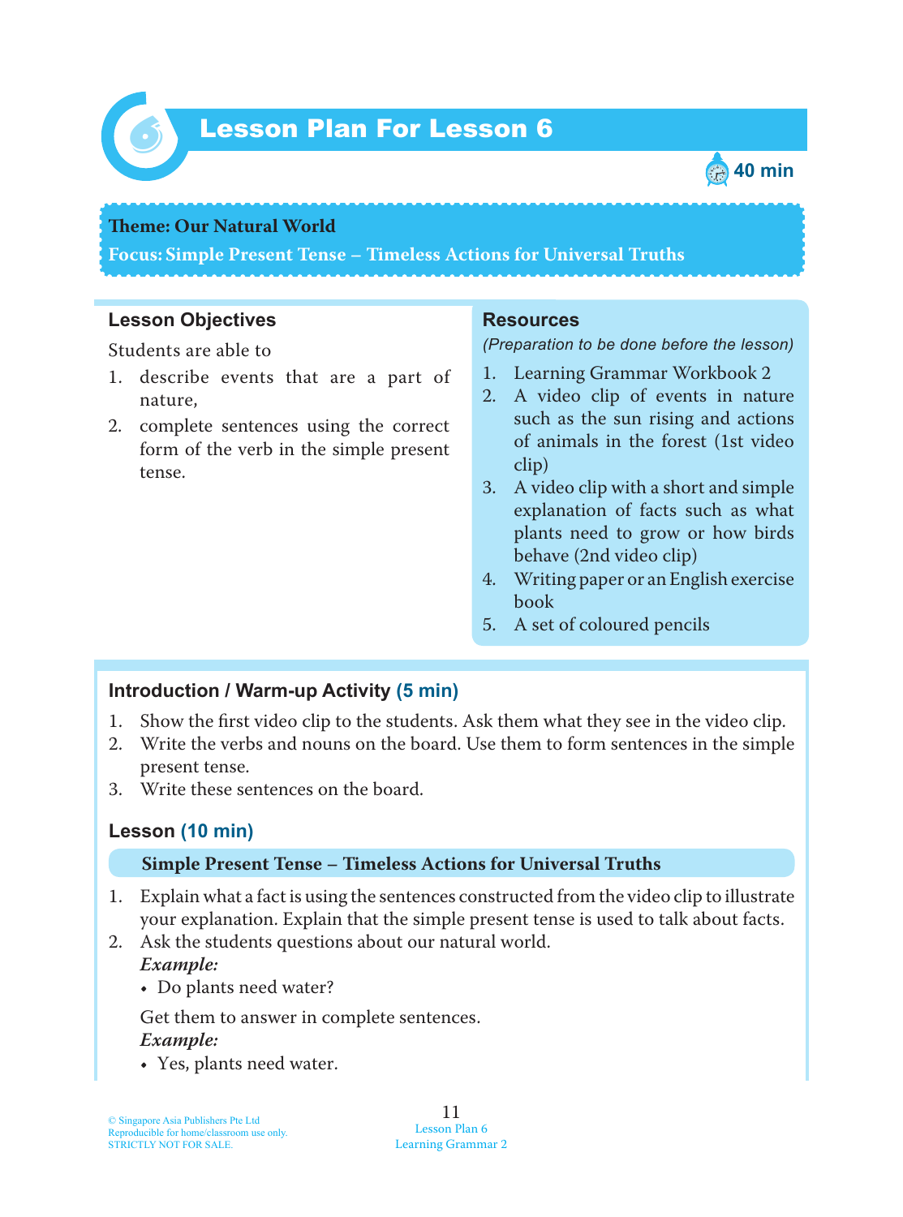# Lesson Plan For Lesson 6

40 min

**Theme: Our Natural World**
**Focus: Simple Present Tense – Timeless Actions for Universal Truths**

## Lesson Objectives

Students are able to

1. describe events that are a part of nature,
2. complete sentences using the correct form of the verb in the simple present tense.

## Resources

*(Preparation to be done before the lesson)*

1. Learning Grammar Workbook 2
2. A video clip of events in nature such as the sun rising and actions of animals in the forest (1st video clip)
3. A video clip with a short and simple explanation of facts such as what plants need to grow or how birds behave (2nd video clip)
4. Writing paper or an English exercise book
5. A set of coloured pencils

## Introduction / Warm-up Activity (5 min)

1. Show the first video clip to the students. Ask them what they see in the video clip.
2. Write the verbs and nouns on the board. Use them to form sentences in the simple present tense.
3. Write these sentences on the board.

## Lesson (10 min)

**Simple Present Tense – Timeless Actions for Universal Truths**

1. Explain what a fact is using the sentences constructed from the video clip to illustrate your explanation. Explain that the simple present tense is used to talk about facts.
2. Ask the students questions about our natural world.

   ***Example:***
   - Do plants need water?

   Get them to answer in complete sentences.

   ***Example:***
   - Yes, plants need water.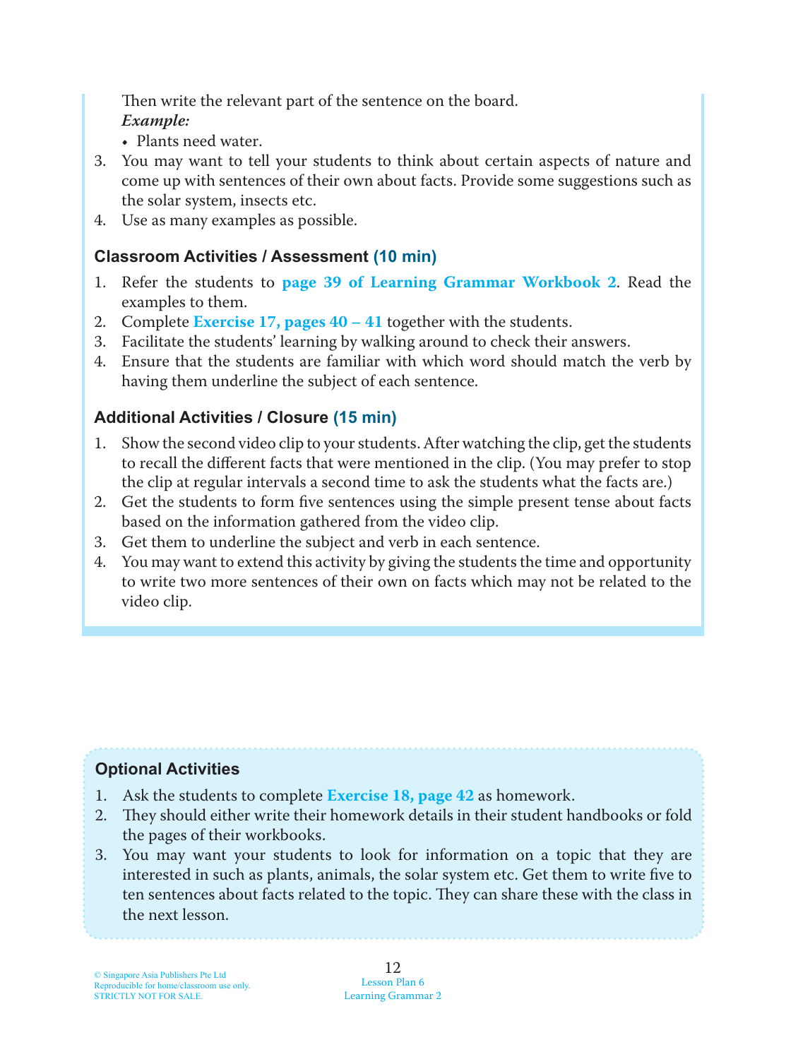Then write the relevant part of the sentence on the board.

*Example:*

- Plants need water.

3. You may want to tell your students to think about certain aspects of nature and come up with sentences of their own about facts. Provide some suggestions such as the solar system, insects etc.
4. Use as many examples as possible.

### Classroom Activities / Assessment (10 min)

1. Refer the students to **page 39 of Learning Grammar Workbook 2**. Read the examples to them.
2. Complete **Exercise 17, pages 40 – 41** together with the students.
3. Facilitate the students' learning by walking around to check their answers.
4. Ensure that the students are familiar with which word should match the verb by having them underline the subject of each sentence.

### Additional Activities / Closure (15 min)

1. Show the second video clip to your students. After watching the clip, get the students to recall the different facts that were mentioned in the clip. (You may prefer to stop the clip at regular intervals a second time to ask the students what the facts are.)
2. Get the students to form five sentences using the simple present tense about facts based on the information gathered from the video clip.
3. Get them to underline the subject and verb in each sentence.
4. You may want to extend this activity by giving the students the time and opportunity to write two more sentences of their own on facts which may not be related to the video clip.

### Optional Activities

1. Ask the students to complete **Exercise 18, page 42** as homework.
2. They should either write their homework details in their student handbooks or fold the pages of their workbooks.
3. You may want your students to look for information on a topic that they are interested in such as plants, animals, the solar system etc. Get them to write five to ten sentences about facts related to the topic. They can share these with the class in the next lesson.